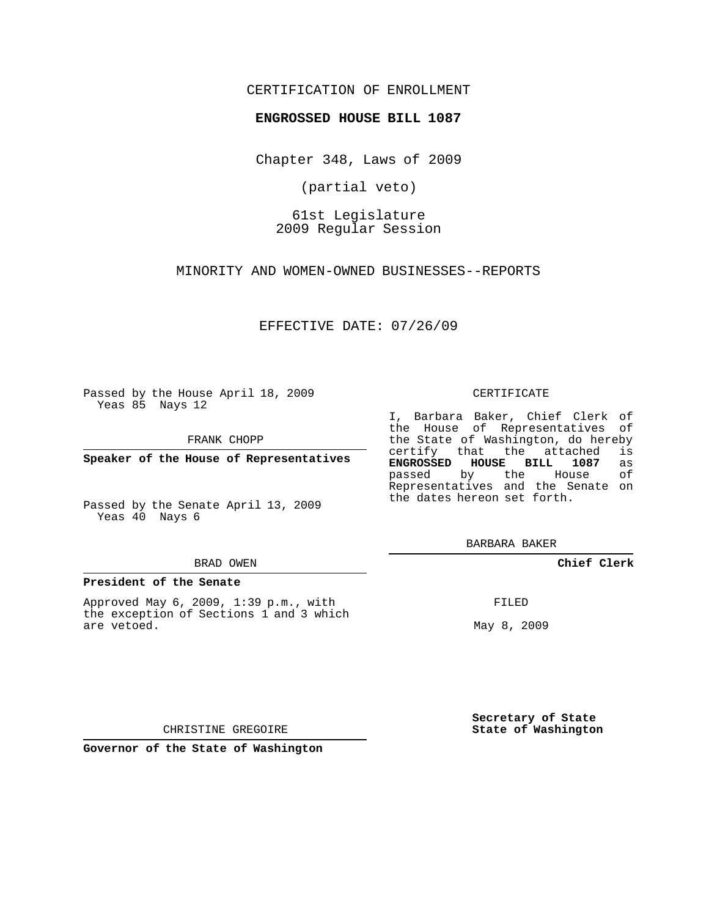CERTIFICATION OF ENROLLMENT

**ENGROSSED HOUSE BILL 1087**

Chapter 348, Laws of 2009

(partial veto)

61st Legislature
2009 Regular Session

MINORITY AND WOMEN-OWNED BUSINESSES--REPORTS

EFFECTIVE DATE: 07/26/09

Passed by the House April 18, 2009
Yeas 85 Nays 12

FRANK CHOPP

**Speaker of the House of Representatives**

Passed by the Senate April 13, 2009
Yeas 40 Nays 6

BRAD OWEN

**President of the Senate**

Approved May 6, 2009, 1:39 p.m., with the exception of Sections 1 and 3 which are vetoed.

CHRISTINE GREGOIRE

**Governor of the State of Washington**

CERTIFICATE

I, Barbara Baker, Chief Clerk of the House of Representatives of the State of Washington, do hereby certify that the attached is **ENGROSSED HOUSE BILL 1087** as passed by the House of Representatives and the Senate on the dates hereon set forth.

BARBARA BAKER

**Chief Clerk**

FILED

May 8, 2009

**Secretary of State**
**State of Washington**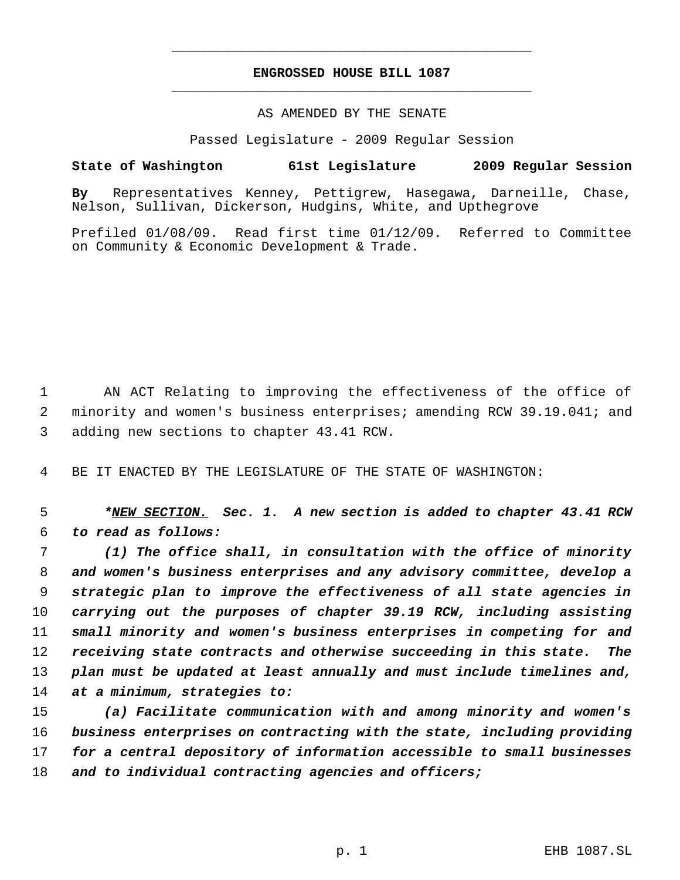# ENGROSSED HOUSE BILL 1087

AS AMENDED BY THE SENATE

Passed Legislature - 2009 Regular Session

**State of Washington 61st Legislature 2009 Regular Session**

**By** Representatives Kenney, Pettigrew, Hasegawa, Darneille, Chase, Nelson, Sullivan, Dickerson, Hudgins, White, and Upthegrove

Prefiled 01/08/09. Read first time 01/12/09. Referred to Committee on Community & Economic Development & Trade.

1 AN ACT Relating to improving the effectiveness of the office of
2 minority and women's business enterprises; amending RCW 39.19.041; and
3 adding new sections to chapter 43.41 RCW.

4 BE IT ENACTED BY THE LEGISLATURE OF THE STATE OF WASHINGTON:

5 ***NEW SECTION. Sec. 1. A new section is added to chapter 43.41 RCW**
6 ***to read as follows:***

7 ***(1) The office shall, in consultation with the office of minority***
8 ***and women's business enterprises and any advisory committee, develop a***
9 ***strategic plan to improve the effectiveness of all state agencies in***
10 ***carrying out the purposes of chapter 39.19 RCW, including assisting***
11 ***small minority and women's business enterprises in competing for and***
12 ***receiving state contracts and otherwise succeeding in this state. The***
13 ***plan must be updated at least annually and must include timelines and,***
14 ***at a minimum, strategies to:***

15 ***(a) Facilitate communication with and among minority and women's***
16 ***business enterprises on contracting with the state, including providing***
17 ***for a central depository of information accessible to small businesses***
18 ***and to individual contracting agencies and officers;***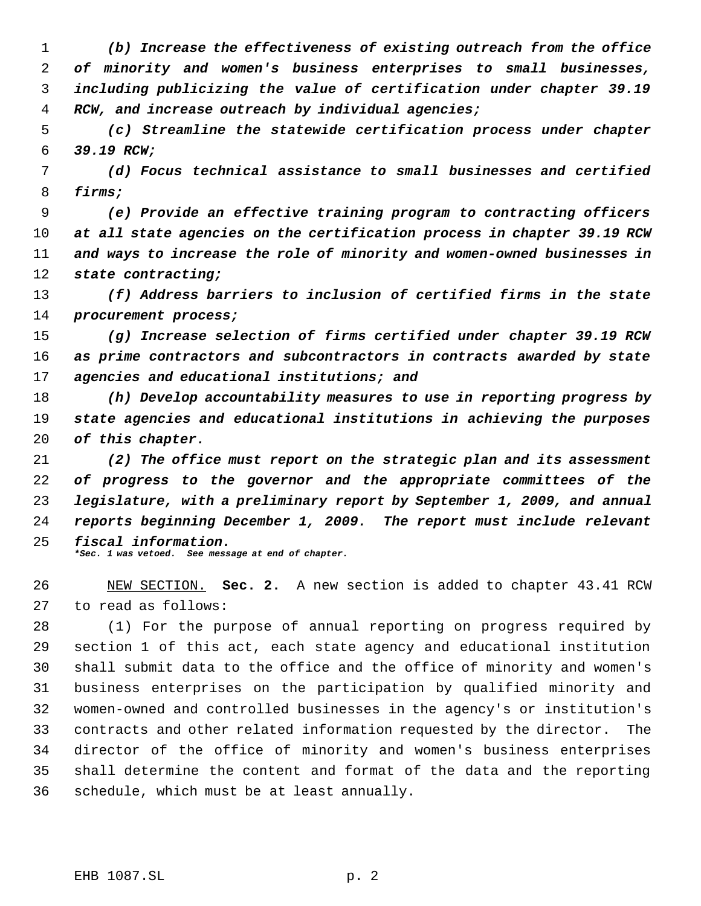*(b) Increase the effectiveness of existing outreach from the office of minority and women's business enterprises to small businesses, including publicizing the value of certification under chapter 39.19 RCW, and increase outreach by individual agencies;*

*(c) Streamline the statewide certification process under chapter 39.19 RCW;*

*(d) Focus technical assistance to small businesses and certified firms;*

*(e) Provide an effective training program to contracting officers at all state agencies on the certification process in chapter 39.19 RCW and ways to increase the role of minority and women-owned businesses in state contracting;*

*(f) Address barriers to inclusion of certified firms in the state procurement process;*

*(g) Increase selection of firms certified under chapter 39.19 RCW as prime contractors and subcontractors in contracts awarded by state agencies and educational institutions; and*

*(h) Develop accountability measures to use in reporting progress by state agencies and educational institutions in achieving the purposes of this chapter.*

*(2) The office must report on the strategic plan and its assessment of progress to the governor and the appropriate committees of the legislature, with a preliminary report by September 1, 2009, and annual reports beginning December 1, 2009. The report must include relevant fiscal information.*

***Sec. 1 was vetoed. See message at end of chapter.***

NEW SECTION. **Sec. 2.** A new section is added to chapter 43.41 RCW to read as follows:

(1) For the purpose of annual reporting on progress required by section 1 of this act, each state agency and educational institution shall submit data to the office and the office of minority and women's business enterprises on the participation by qualified minority and women-owned and controlled businesses in the agency's or institution's contracts and other related information requested by the director. The director of the office of minority and women's business enterprises shall determine the content and format of the data and the reporting schedule, which must be at least annually.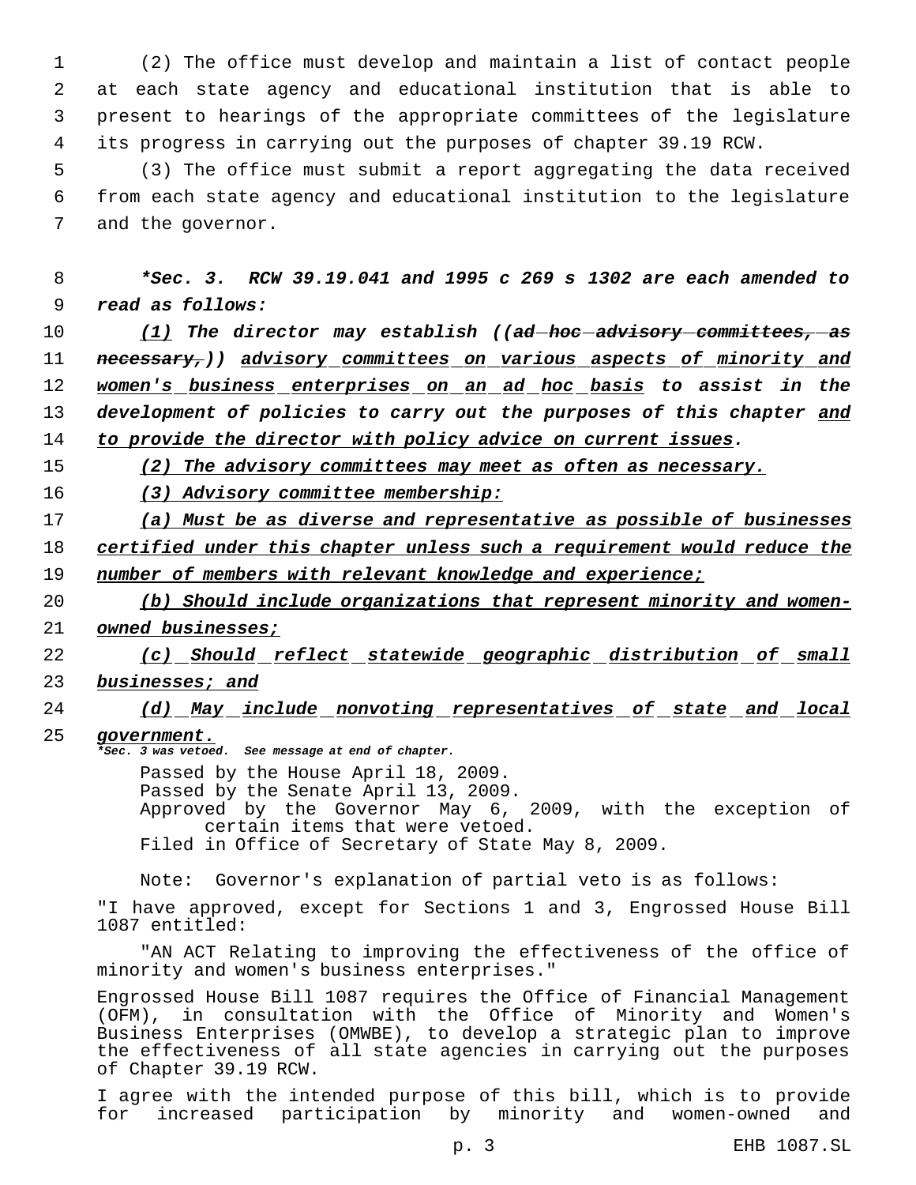(2) The office must develop and maintain a list of contact people at each state agency and educational institution that is able to present to hearings of the appropriate committees of the legislature its progress in carrying out the purposes of chapter 39.19 RCW.

(3) The office must submit a report aggregating the data received from each state agency and educational institution to the legislature and the governor.

***Sec. 3. RCW 39.19.041 and 1995 c 269 s 1302 are each amended to read as follows:***

***(1) The director may establish ((~~ad hoc advisory committees, as necessary,~~)) advisory committees on various aspects of minority and women's business enterprises on an ad hoc basis to assist in the development of policies to carry out the purposes of this chapter and to provide the director with policy advice on current issues.***

***(2) The advisory committees may meet as often as necessary.***

***(3) Advisory committee membership:***

***(a) Must be as diverse and representative as possible of businesses certified under this chapter unless such a requirement would reduce the number of members with relevant knowledge and experience;***

***(b) Should include organizations that represent minority and women-owned businesses;***

***(c) Should reflect statewide geographic distribution of small businesses; and***

***(d) May include nonvoting representatives of state and local government.***

****Sec. 3 was vetoed. See message at end of chapter.***

Passed by the House April 18, 2009.
Passed by the Senate April 13, 2009.
Approved by the Governor May 6, 2009, with the exception of certain items that were vetoed.
Filed in Office of Secretary of State May 8, 2009.

Note: Governor's explanation of partial veto is as follows:

"I have approved, except for Sections 1 and 3, Engrossed House Bill 1087 entitled:

"AN ACT Relating to improving the effectiveness of the office of minority and women's business enterprises."

Engrossed House Bill 1087 requires the Office of Financial Management (OFM), in consultation with the Office of Minority and Women's Business Enterprises (OMWBE), to develop a strategic plan to improve the effectiveness of all state agencies in carrying out the purposes of Chapter 39.19 RCW.

I agree with the intended purpose of this bill, which is to provide for increased participation by minority and women-owned and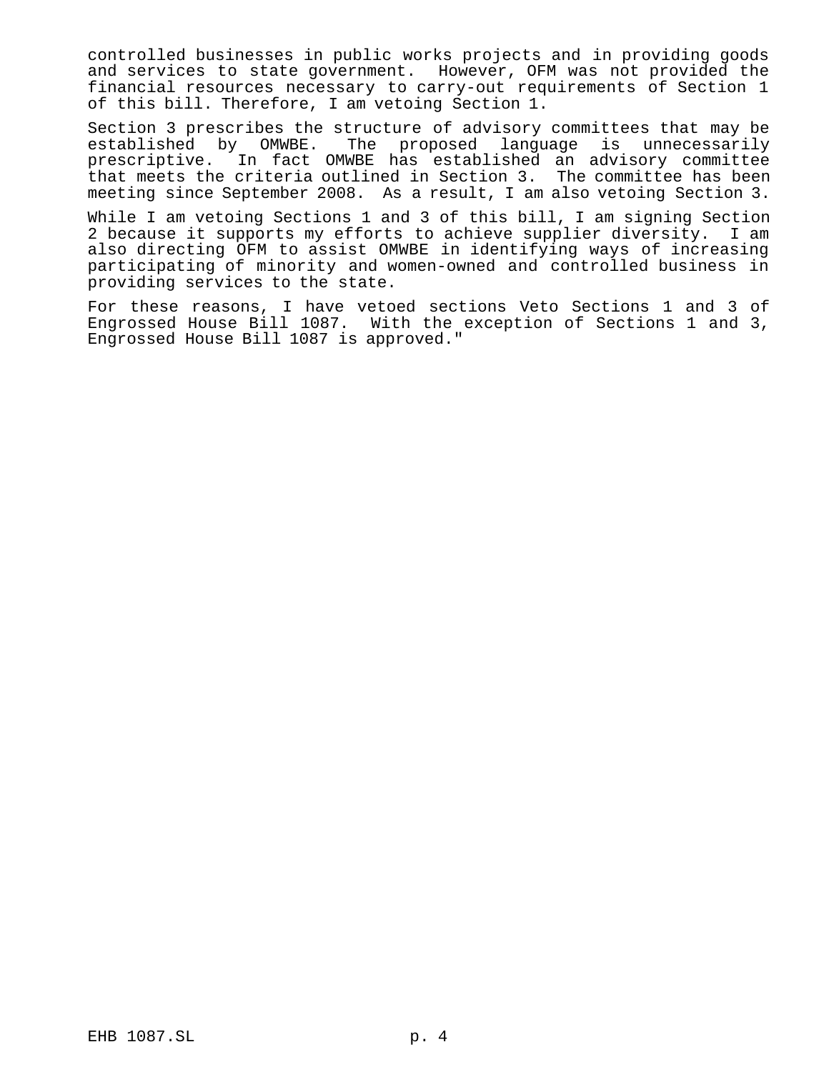controlled businesses in public works projects and in providing goods and services to state government. However, OFM was not provided the financial resources necessary to carry-out requirements of Section 1 of this bill. Therefore, I am vetoing Section 1.

Section 3 prescribes the structure of advisory committees that may be established by OMWBE. The proposed language is unnecessarily prescriptive. In fact OMWBE has established an advisory committee that meets the criteria outlined in Section 3. The committee has been meeting since September 2008. As a result, I am also vetoing Section 3.

While I am vetoing Sections 1 and 3 of this bill, I am signing Section 2 because it supports my efforts to achieve supplier diversity. I am also directing OFM to assist OMWBE in identifying ways of increasing participating of minority and women-owned and controlled business in providing services to the state.

For these reasons, I have vetoed sections Veto Sections 1 and 3 of Engrossed House Bill 1087. With the exception of Sections 1 and 3, Engrossed House Bill 1087 is approved."